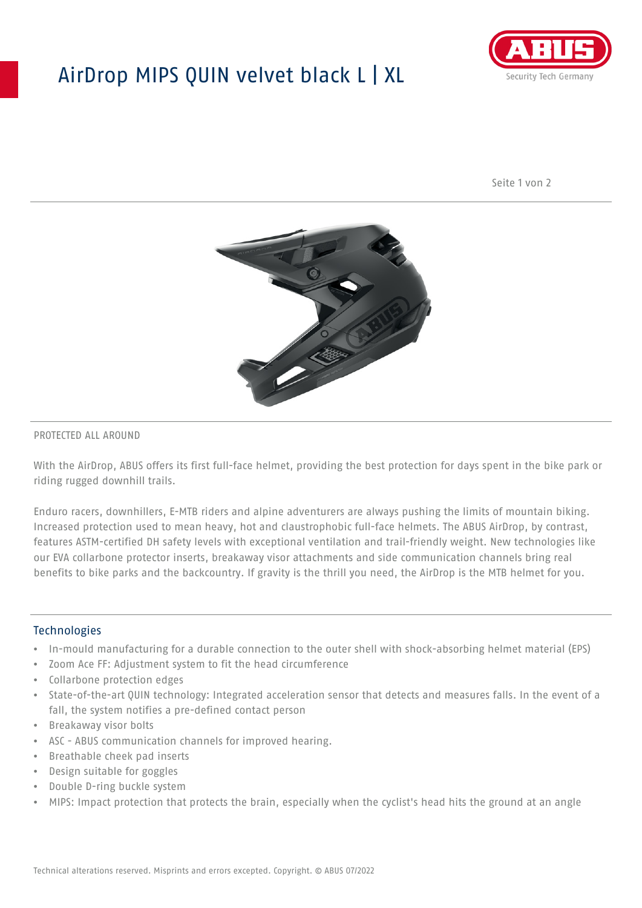# AirDrop MIPS QUIN velvet black L | XL

PROTECTED ALL AROUND

With the AirDrop, ABUS offers its first full-face helmet, providing the best protection for days spent in the bike park or riding rugged downhill trails.

Enduro racers, downhillers, E-MTB riders and alpine adventurers are always pushing the limits of mountain biking. Increased protection used to mean heavy, hot and claustrophobic full-face helmets. The ABUS AirDrop, by contrast, features ASTM-certified DH safety levels with exceptional ventilation and trail-friendly weight. New technologies like our EVA collarbone protector inserts, breakaway visor attachments and side communication channels bring real benefits to bike parks and the backcountry. If gravity is the thrill you need, the AirDrop is the MTB helmet for you.

## Technologies

- In-mould manufacturing for a durable connection to the outer shell with shock-absorbing helmet material (EPS)
- Zoom Ace FF: Adjustment system to fit the head circumference
- Collarbone protection edges
- State-of-the-art QUIN technology: Integrated acceleration sensor that detects and measures falls. In the event of a fall, the system notifies a pre-defined contact person
- Breakaway visor bolts
- ASC - ABUS communication channels for improved hearing.
- Breathable cheek pad inserts
- Design suitable for goggles
- Double D-ring buckle system
- MIPS: Impact protection that protects the brain, especially when the cyclist's head hits the ground at an angle

Technical alterations reserved. Misprints and errors excepted. Copyright. © ABUS 07/2022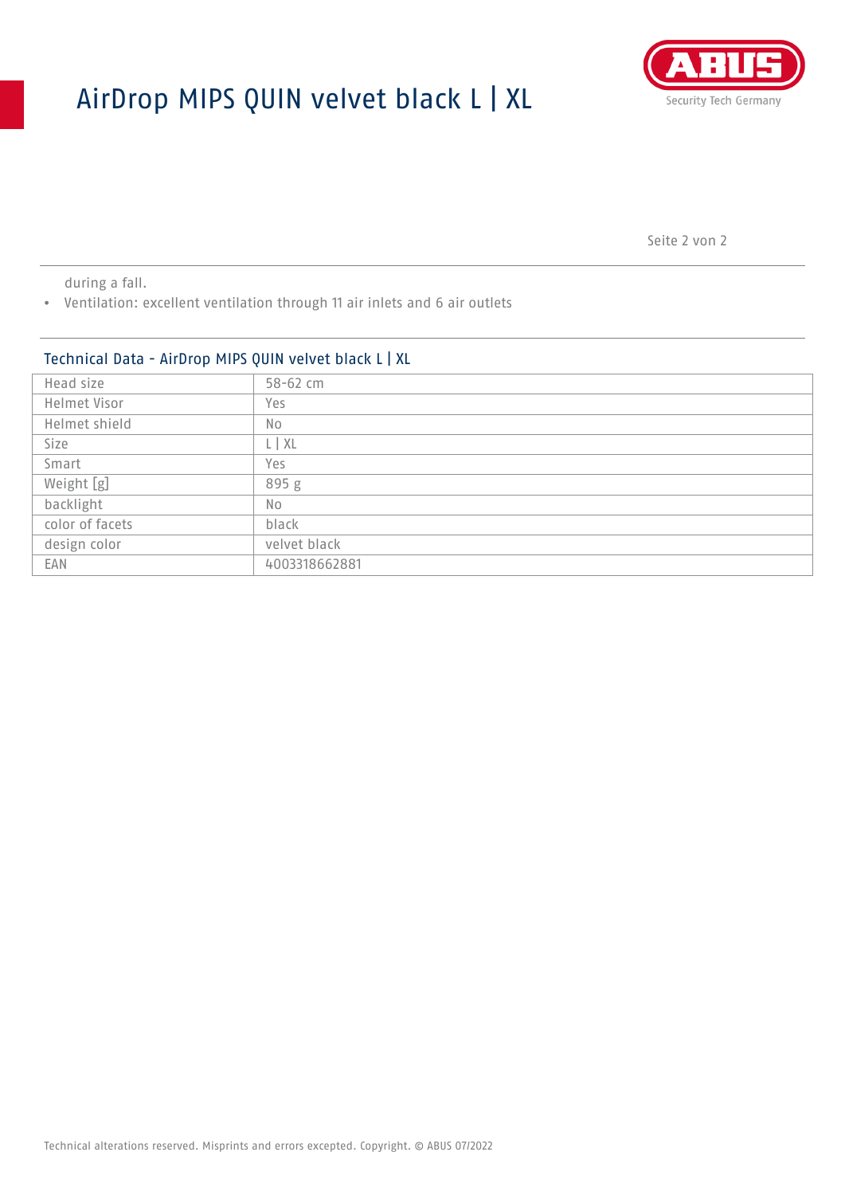during a fall.

- Ventilation: excellent ventilation through 11 air inlets and 6 air outlets

## Technical Data - AirDrop MIPS QUIN velvet black L | XL

| | |
|---|---|
| Head size | 58-62 cm |
| Helmet Visor | Yes |
| Helmet shield | No |
| Size | L \| XL |
| Smart | Yes |
| Weight [g] | 895 g |
| backlight | No |
| color of facets | black |
| design color | velvet black |
| EAN | 4003318662881 |

Technical alterations reserved. Misprints and errors excepted. Copyright. © ABUS 07/2022